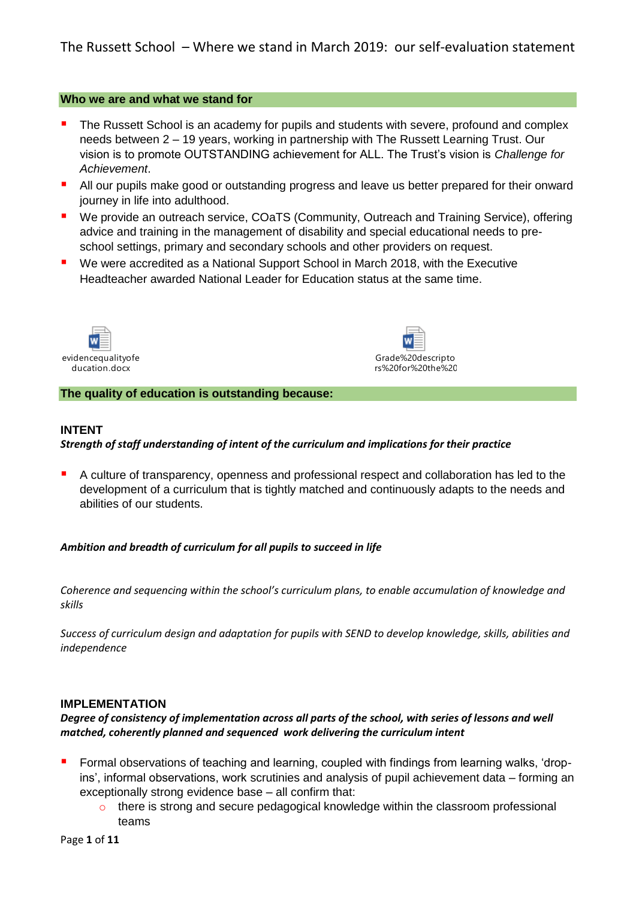# The Russett School – Where we stand in March 2019: our self-evaluation statement

## Who we are and what we stand for

- The Russett School is an academy for pupils and students with severe, profound and complex needs between 2 – 19 years, working in partnership with The Russett Learning Trust. Our vision is to promote OUTSTANDING achievement for ALL. The Trust's vision is *Challenge for Achievement*.
- All our pupils make good or outstanding progress and leave us better prepared for their onward journey in life into adulthood.
- We provide an outreach service, COaTS (Community, Outreach and Training Service), offering advice and training in the management of disability and special educational needs to pre-school settings, primary and secondary schools and other providers on request.
- We were accredited as a National Support School in March 2018, with the Executive Headteacher awarded National Leader for Education status at the same time.

evidencequalityofeducation.docx

Grade%20descriptors%20for%20the%20

## The quality of education is outstanding because:

### INTENT

***Strength of staff understanding of intent of the curriculum and implications for their practice***

- A culture of transparency, openness and professional respect and collaboration has led to the development of a curriculum that is tightly matched and continuously adapts to the needs and abilities of our students.

***Ambition and breadth of curriculum for all pupils to succeed in life***

*Coherence and sequencing within the school's curriculum plans, to enable accumulation of knowledge and skills*

*Success of curriculum design and adaptation for pupils with SEND to develop knowledge, skills, abilities and independence*

### IMPLEMENTATION

***Degree of consistency of implementation across all parts of the school, with series of lessons and well matched, coherently planned and sequenced work delivering the curriculum intent***

- Formal observations of teaching and learning, coupled with findings from learning walks, 'drop-ins', informal observations, work scrutinies and analysis of pupil achievement data – forming an exceptionally strong evidence base – all confirm that:
  - there is strong and secure pedagogical knowledge within the classroom professional teams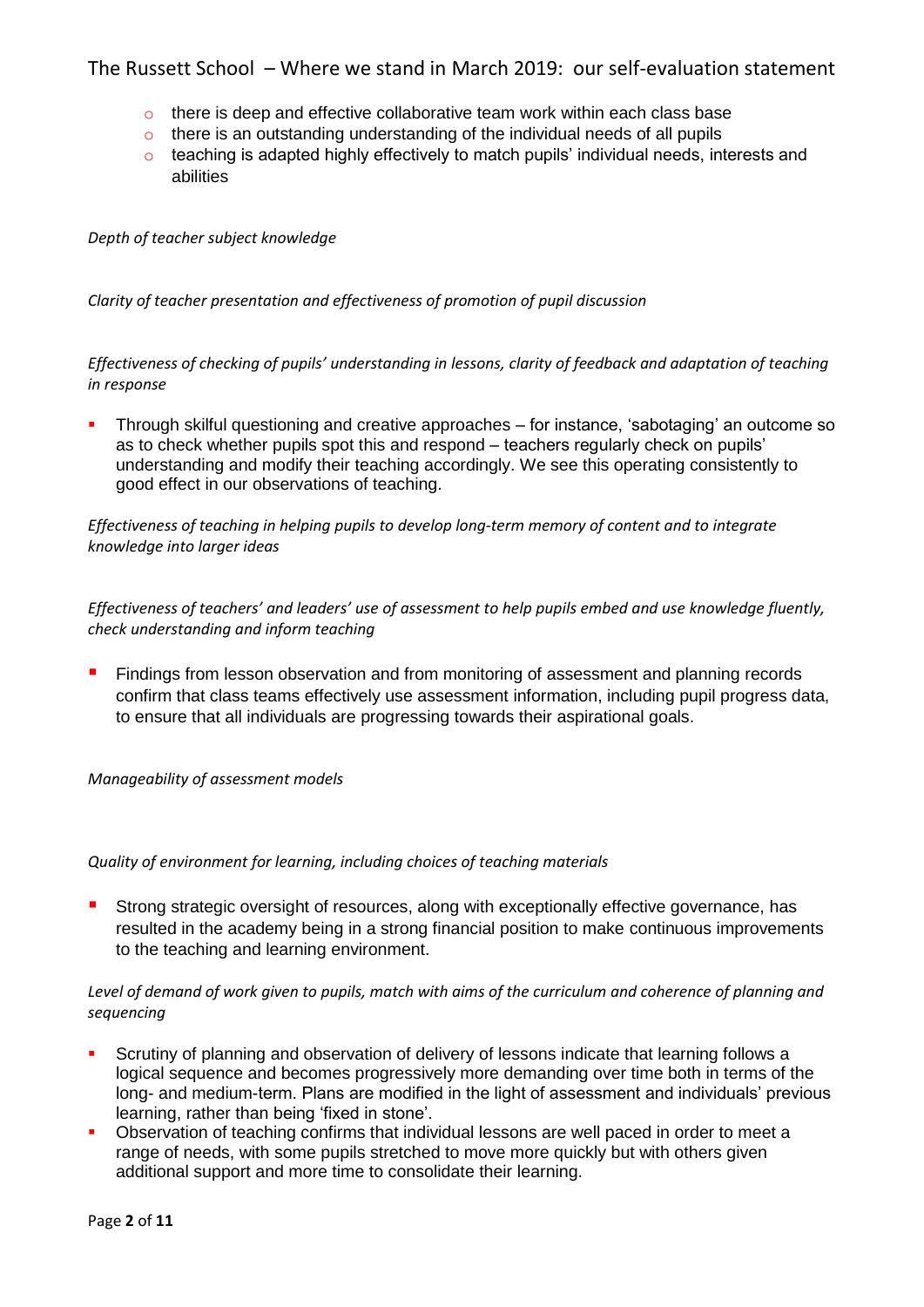- there is deep and effective collaborative team work within each class base
- there is an outstanding understanding of the individual needs of all pupils
- teaching is adapted highly effectively to match pupils' individual needs, interests and abilities

*Depth of teacher subject knowledge*

*Clarity of teacher presentation and effectiveness of promotion of pupil discussion*

*Effectiveness of checking of pupils' understanding in lessons, clarity of feedback and adaptation of teaching in response*

- Through skilful questioning and creative approaches – for instance, 'sabotaging' an outcome so as to check whether pupils spot this and respond – teachers regularly check on pupils' understanding and modify their teaching accordingly. We see this operating consistently to good effect in our observations of teaching.

*Effectiveness of teaching in helping pupils to develop long-term memory of content and to integrate knowledge into larger ideas*

*Effectiveness of teachers' and leaders' use of assessment to help pupils embed and use knowledge fluently, check understanding and inform teaching*

- Findings from lesson observation and from monitoring of assessment and planning records confirm that class teams effectively use assessment information, including pupil progress data, to ensure that all individuals are progressing towards their aspirational goals.

*Manageability of assessment models*

*Quality of environment for learning, including choices of teaching materials*

- Strong strategic oversight of resources, along with exceptionally effective governance, has resulted in the academy being in a strong financial position to make continuous improvements to the teaching and learning environment.

*Level of demand of work given to pupils, match with aims of the curriculum and coherence of planning and sequencing*

- Scrutiny of planning and observation of delivery of lessons indicate that learning follows a logical sequence and becomes progressively more demanding over time both in terms of the long- and medium-term. Plans are modified in the light of assessment and individuals' previous learning, rather than being 'fixed in stone'.
- Observation of teaching confirms that individual lessons are well paced in order to meet a range of needs, with some pupils stretched to move more quickly but with others given additional support and more time to consolidate their learning.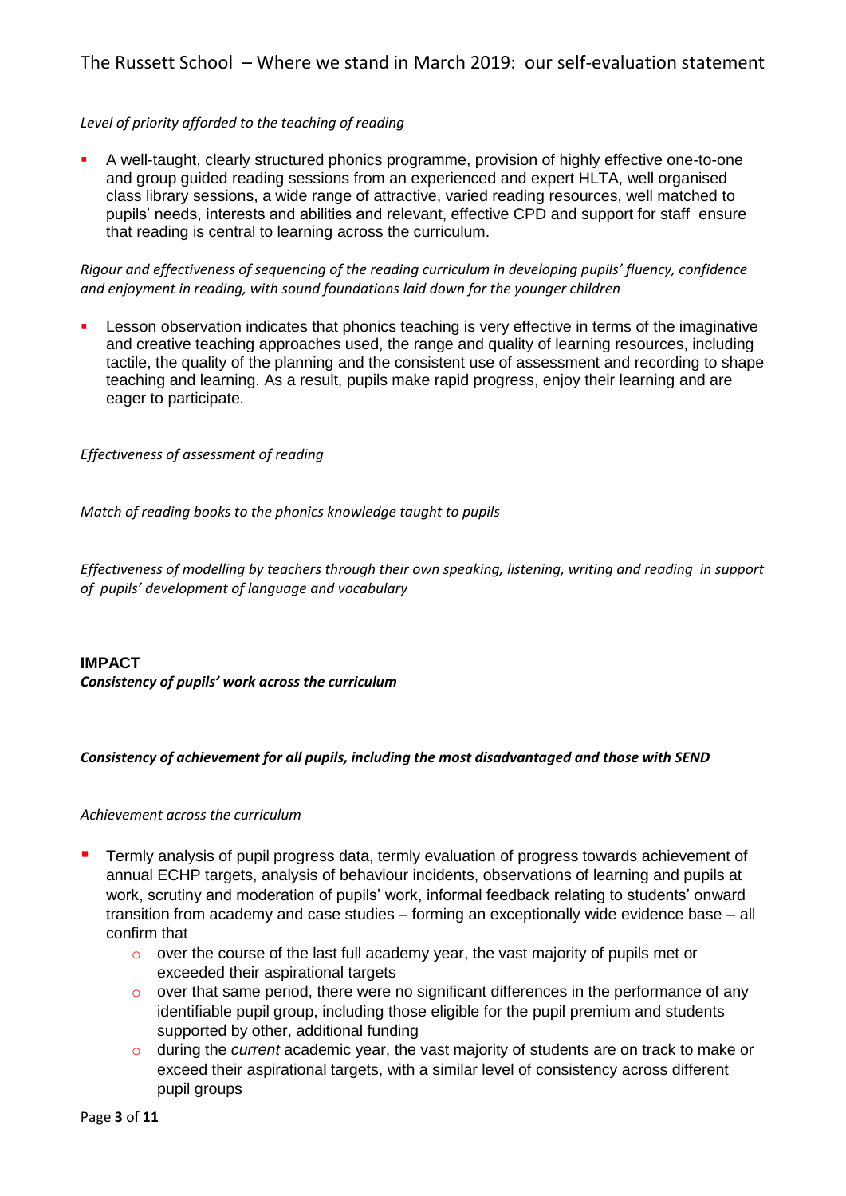*Level of priority afforded to the teaching of reading*

- A well-taught, clearly structured phonics programme, provision of highly effective one-to-one and group guided reading sessions from an experienced and expert HLTA, well organised class library sessions, a wide range of attractive, varied reading resources, well matched to pupils' needs, interests and abilities and relevant, effective CPD and support for staff ensure that reading is central to learning across the curriculum.

*Rigour and effectiveness of sequencing of the reading curriculum in developing pupils' fluency, confidence and enjoyment in reading, with sound foundations laid down for the younger children*

- Lesson observation indicates that phonics teaching is very effective in terms of the imaginative and creative teaching approaches used, the range and quality of learning resources, including tactile, the quality of the planning and the consistent use of assessment and recording to shape teaching and learning. As a result, pupils make rapid progress, enjoy their learning and are eager to participate.

*Effectiveness of assessment of reading*

*Match of reading books to the phonics knowledge taught to pupils*

*Effectiveness of modelling by teachers through their own speaking, listening, writing and reading in support of pupils' development of language and vocabulary*

**IMPACT**

***Consistency of pupils' work across the curriculum***

***Consistency of achievement for all pupils, including the most disadvantaged and those with SEND***

*Achievement across the curriculum*

- Termly analysis of pupil progress data, termly evaluation of progress towards achievement of annual ECHP targets, analysis of behaviour incidents, observations of learning and pupils at work, scrutiny and moderation of pupils' work, informal feedback relating to students' onward transition from academy and case studies – forming an exceptionally wide evidence base – all confirm that
  - over the course of the last full academy year, the vast majority of pupils met or exceeded their aspirational targets
  - over that same period, there were no significant differences in the performance of any identifiable pupil group, including those eligible for the pupil premium and students supported by other, additional funding
  - during the *current* academic year, the vast majority of students are on track to make or exceed their aspirational targets, with a similar level of consistency across different pupil groups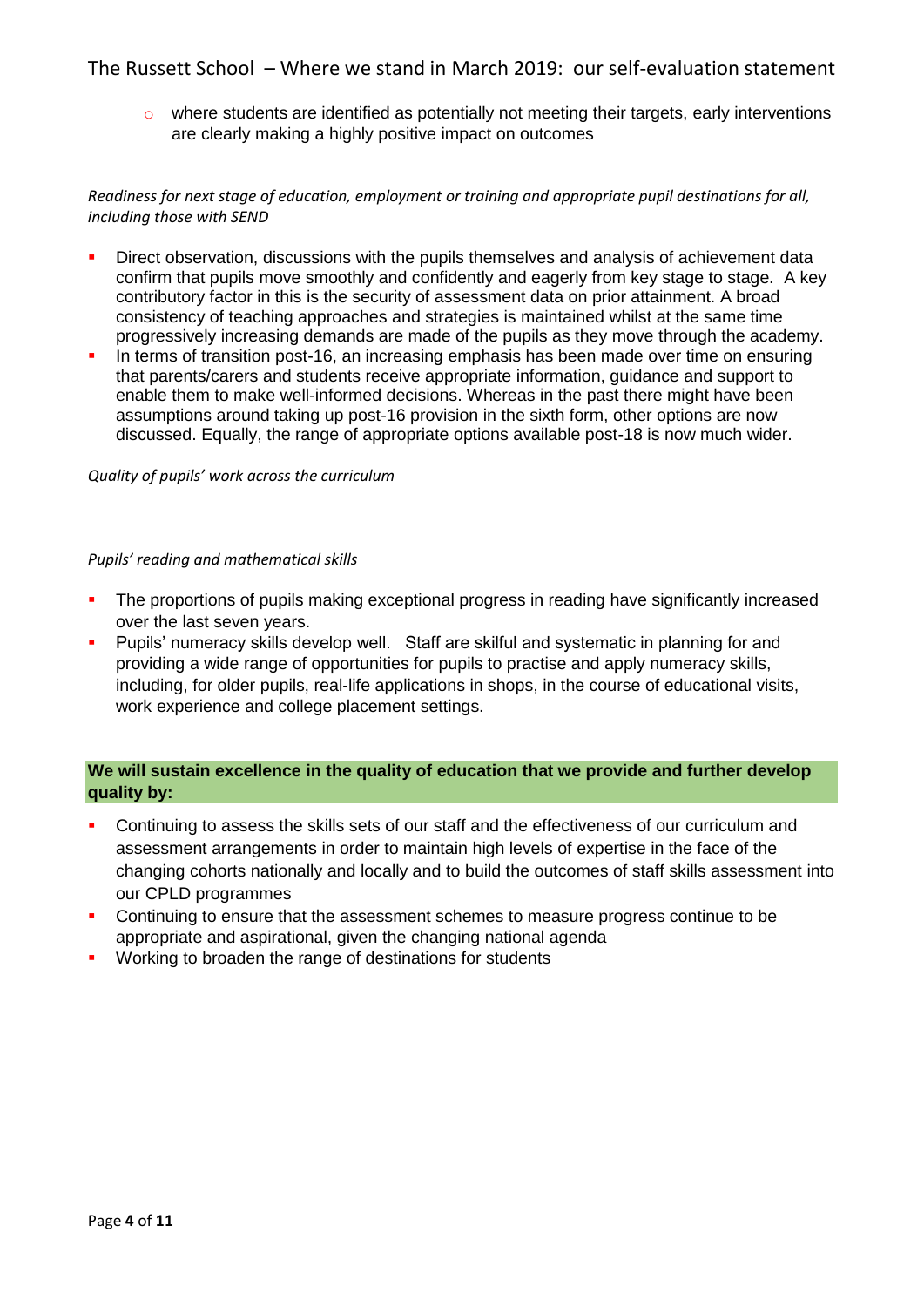- where students are identified as potentially not meeting their targets, early interventions are clearly making a highly positive impact on outcomes

*Readiness for next stage of education, employment or training and appropriate pupil destinations for all, including those with SEND*

- Direct observation, discussions with the pupils themselves and analysis of achievement data confirm that pupils move smoothly and confidently and eagerly from key stage to stage. A key contributory factor in this is the security of assessment data on prior attainment. A broad consistency of teaching approaches and strategies is maintained whilst at the same time progressively increasing demands are made of the pupils as they move through the academy.
- In terms of transition post-16, an increasing emphasis has been made over time on ensuring that parents/carers and students receive appropriate information, guidance and support to enable them to make well-informed decisions. Whereas in the past there might have been assumptions around taking up post-16 provision in the sixth form, other options are now discussed. Equally, the range of appropriate options available post-18 is now much wider.

*Quality of pupils' work across the curriculum*

*Pupils' reading and mathematical skills*

- The proportions of pupils making exceptional progress in reading have significantly increased over the last seven years.
- Pupils' numeracy skills develop well. Staff are skilful and systematic in planning for and providing a wide range of opportunities for pupils to practise and apply numeracy skills, including, for older pupils, real-life applications in shops, in the course of educational visits, work experience and college placement settings.

**We will sustain excellence in the quality of education that we provide and further develop quality by:**

- Continuing to assess the skills sets of our staff and the effectiveness of our curriculum and assessment arrangements in order to maintain high levels of expertise in the face of the changing cohorts nationally and locally and to build the outcomes of staff skills assessment into our CPLD programmes
- Continuing to ensure that the assessment schemes to measure progress continue to be appropriate and aspirational, given the changing national agenda
- Working to broaden the range of destinations for students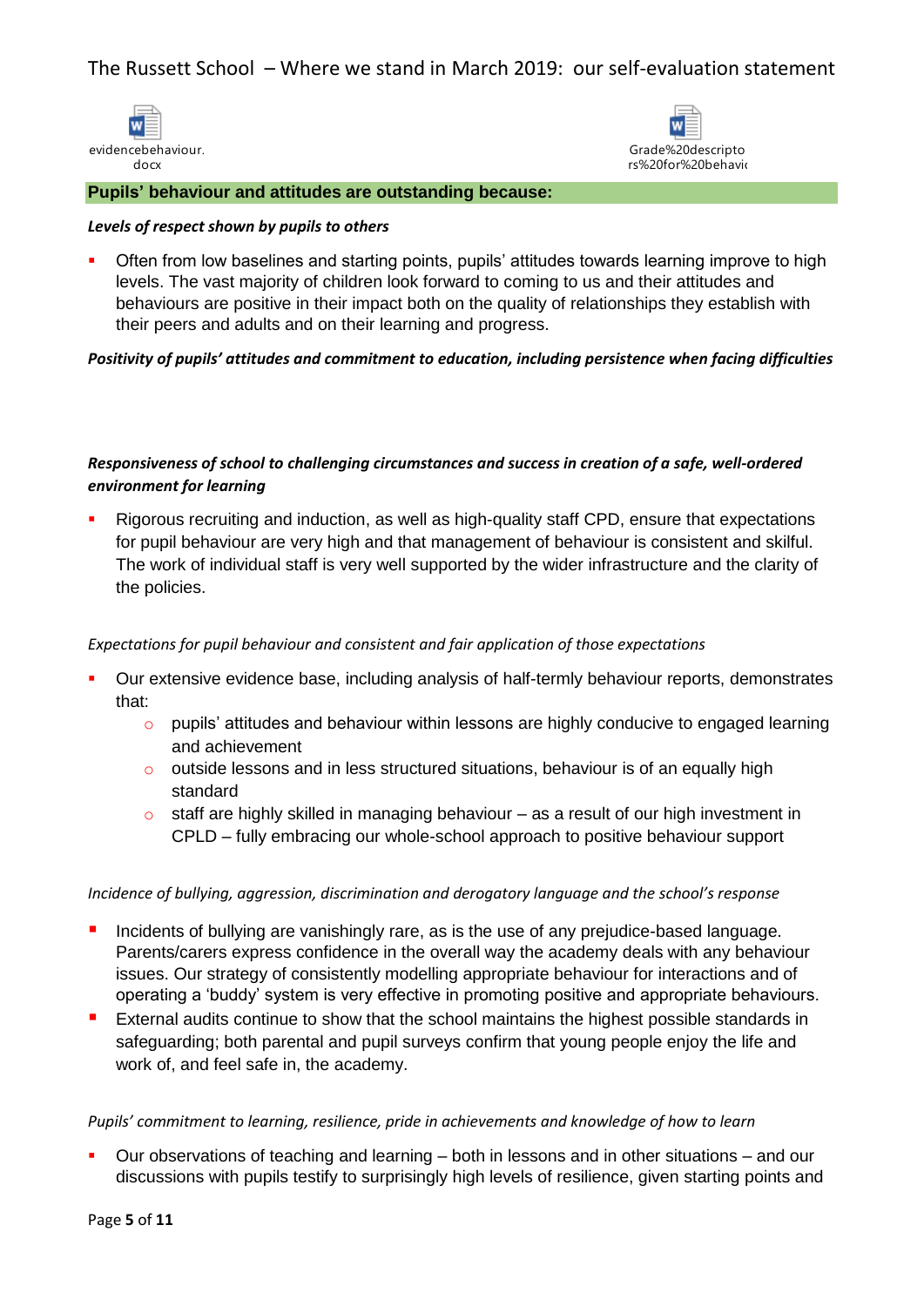# The Russett School – Where we stand in March 2019: our self-evaluation statement

evidencebehaviour.docx

Grade%20descriptors%20for%20behavio

## Pupils' behaviour and attitudes are outstanding because:

***Levels of respect shown by pupils to others***

- Often from low baselines and starting points, pupils' attitudes towards learning improve to high levels. The vast majority of children look forward to coming to us and their attitudes and behaviours are positive in their impact both on the quality of relationships they establish with their peers and adults and on their learning and progress.

***Positivity of pupils' attitudes and commitment to education, including persistence when facing difficulties***

***Responsiveness of school to challenging circumstances and success in creation of a safe, well-ordered environment for learning***

- Rigorous recruiting and induction, as well as high-quality staff CPD, ensure that expectations for pupil behaviour are very high and that management of behaviour is consistent and skilful. The work of individual staff is very well supported by the wider infrastructure and the clarity of the policies.

*Expectations for pupil behaviour and consistent and fair application of those expectations*

- Our extensive evidence base, including analysis of half-termly behaviour reports, demonstrates that:
  - pupils' attitudes and behaviour within lessons are highly conducive to engaged learning and achievement
  - outside lessons and in less structured situations, behaviour is of an equally high standard
  - staff are highly skilled in managing behaviour – as a result of our high investment in CPLD – fully embracing our whole-school approach to positive behaviour support

*Incidence of bullying, aggression, discrimination and derogatory language and the school's response*

- Incidents of bullying are vanishingly rare, as is the use of any prejudice-based language. Parents/carers express confidence in the overall way the academy deals with any behaviour issues. Our strategy of consistently modelling appropriate behaviour for interactions and of operating a 'buddy' system is very effective in promoting positive and appropriate behaviours.
- External audits continue to show that the school maintains the highest possible standards in safeguarding; both parental and pupil surveys confirm that young people enjoy the life and work of, and feel safe in, the academy.

*Pupils' commitment to learning, resilience, pride in achievements and knowledge of how to learn*

- Our observations of teaching and learning – both in lessons and in other situations – and our discussions with pupils testify to surprisingly high levels of resilience, given starting points and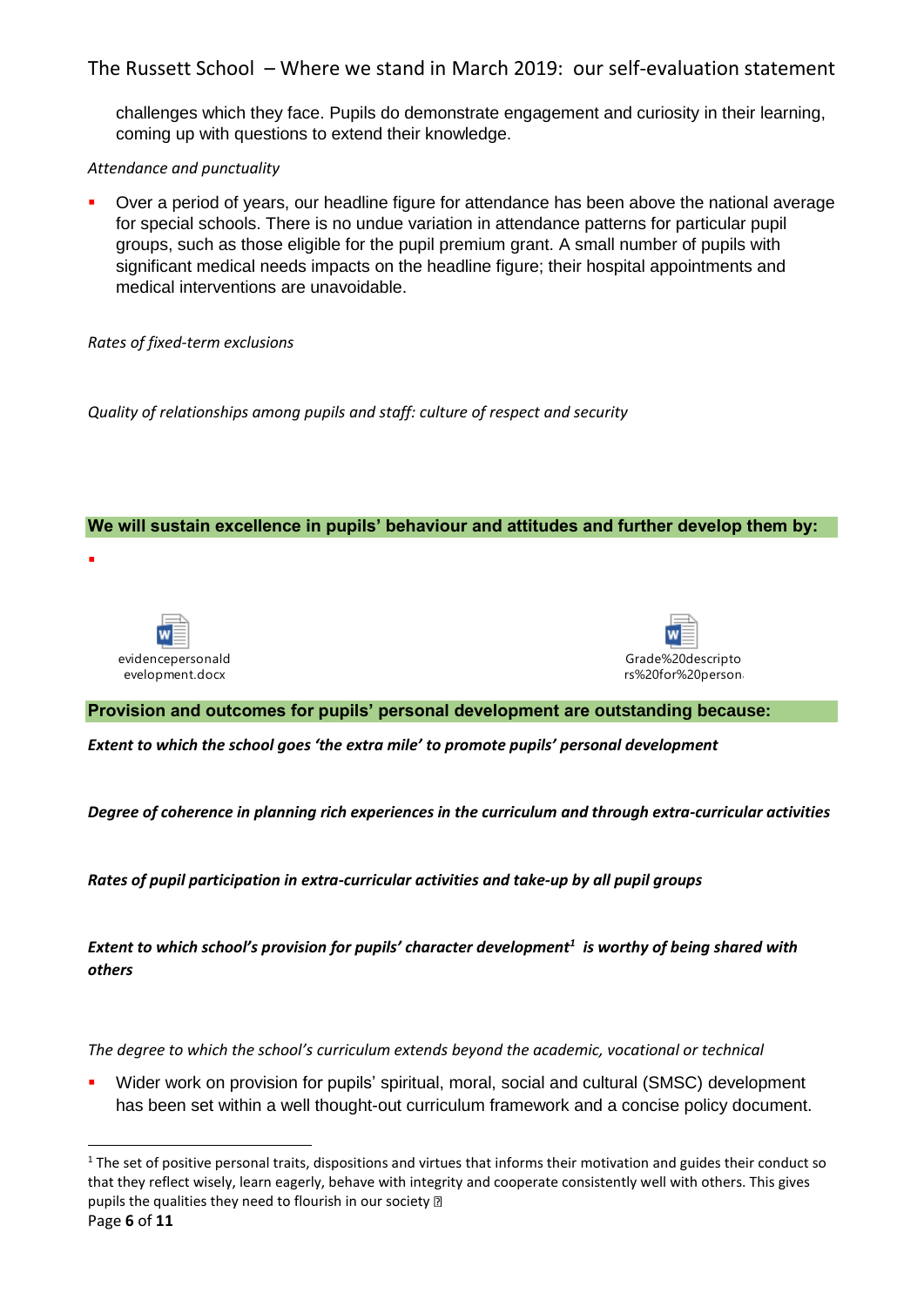challenges which they face. Pupils do demonstrate engagement and curiosity in their learning, coming up with questions to extend their knowledge.

*Attendance and punctuality*

- Over a period of years, our headline figure for attendance has been above the national average for special schools. There is no undue variation in attendance patterns for particular pupil groups, such as those eligible for the pupil premium grant. A small number of pupils with significant medical needs impacts on the headline figure; their hospital appointments and medical interventions are unavoidable.

*Rates of fixed-term exclusions*

*Quality of relationships among pupils and staff: culture of respect and security*

**We will sustain excellence in pupils' behaviour and attitudes and further develop them by:**

- 

evidencepersonaldevelopment.docx

Grade%20descriptors%20for%20person

**Provision and outcomes for pupils' personal development are outstanding because:**

***Extent to which the school goes 'the extra mile' to promote pupils' personal development***

***Degree of coherence in planning rich experiences in the curriculum and through extra-curricular activities***

***Rates of pupil participation in extra-curricular activities and take-up by all pupil groups***

***Extent to which school's provision for pupils' character development[1] is worthy of being shared with others***

*The degree to which the school's curriculum extends beyond the academic, vocational or technical*

- Wider work on provision for pupils' spiritual, moral, social and cultural (SMSC) development has been set within a well thought-out curriculum framework and a concise policy document.

[1] The set of positive personal traits, dispositions and virtues that informs their motivation and guides their conduct so that they reflect wisely, learn eagerly, behave with integrity and cooperate consistently well with others. This gives pupils the qualities they need to flourish in our society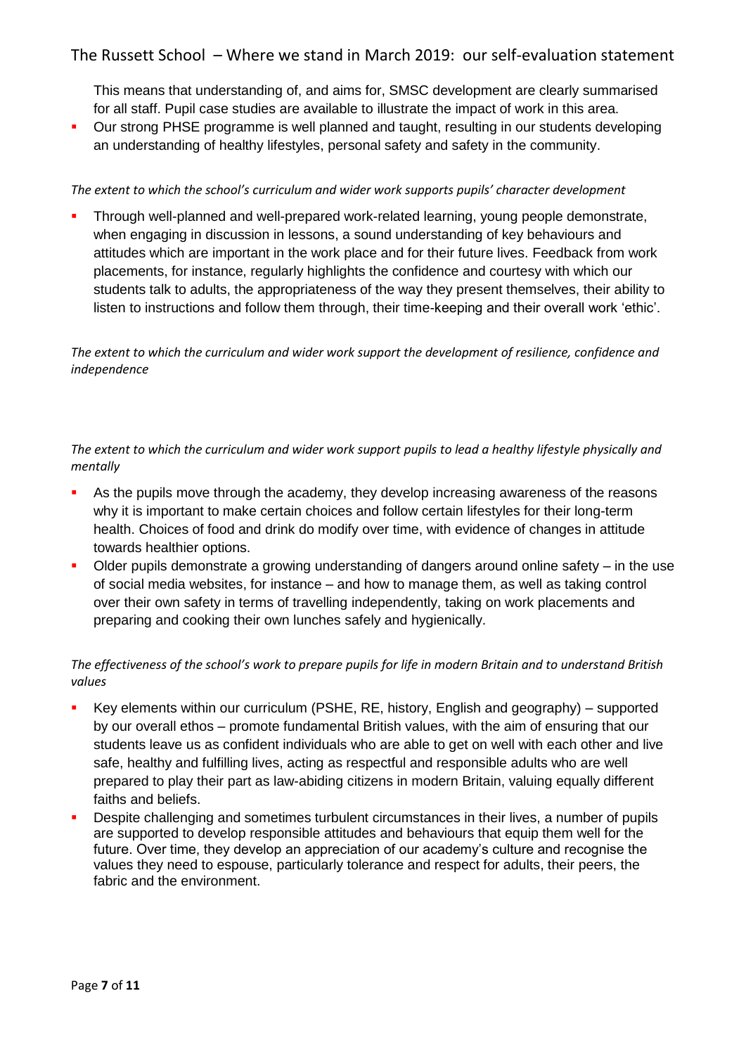This means that understanding of, and aims for, SMSC development are clearly summarised for all staff. Pupil case studies are available to illustrate the impact of work in this area.

- Our strong PHSE programme is well planned and taught, resulting in our students developing an understanding of healthy lifestyles, personal safety and safety in the community.

*The extent to which the school's curriculum and wider work supports pupils' character development*

- Through well-planned and well-prepared work-related learning, young people demonstrate, when engaging in discussion in lessons, a sound understanding of key behaviours and attitudes which are important in the work place and for their future lives. Feedback from work placements, for instance, regularly highlights the confidence and courtesy with which our students talk to adults, the appropriateness of the way they present themselves, their ability to listen to instructions and follow them through, their time-keeping and their overall work 'ethic'.

*The extent to which the curriculum and wider work support the development of resilience, confidence and independence*

*The extent to which the curriculum and wider work support pupils to lead a healthy lifestyle physically and mentally*

- As the pupils move through the academy, they develop increasing awareness of the reasons why it is important to make certain choices and follow certain lifestyles for their long-term health. Choices of food and drink do modify over time, with evidence of changes in attitude towards healthier options.
- Older pupils demonstrate a growing understanding of dangers around online safety – in the use of social media websites, for instance – and how to manage them, as well as taking control over their own safety in terms of travelling independently, taking on work placements and preparing and cooking their own lunches safely and hygienically.

*The effectiveness of the school's work to prepare pupils for life in modern Britain and to understand British values*

- Key elements within our curriculum (PSHE, RE, history, English and geography) – supported by our overall ethos – promote fundamental British values, with the aim of ensuring that our students leave us as confident individuals who are able to get on well with each other and live safe, healthy and fulfilling lives, acting as respectful and responsible adults who are well prepared to play their part as law-abiding citizens in modern Britain, valuing equally different faiths and beliefs.
- Despite challenging and sometimes turbulent circumstances in their lives, a number of pupils are supported to develop responsible attitudes and behaviours that equip them well for the future. Over time, they develop an appreciation of our academy's culture and recognise the values they need to espouse, particularly tolerance and respect for adults, their peers, the fabric and the environment.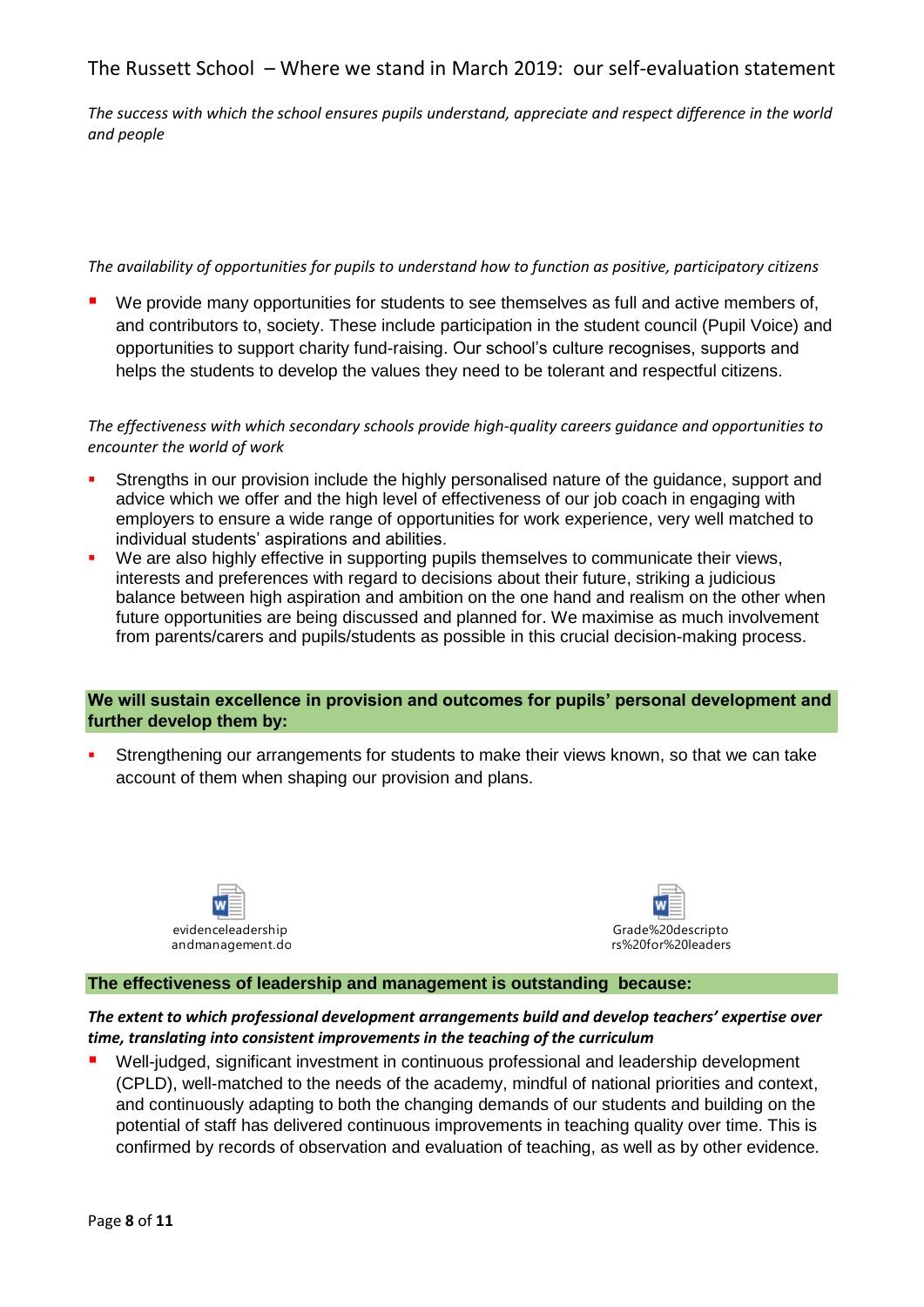*The success with which the school ensures pupils understand, appreciate and respect difference in the world and people*

*The availability of opportunities for pupils to understand how to function as positive, participatory citizens*

- We provide many opportunities for students to see themselves as full and active members of, and contributors to, society. These include participation in the student council (Pupil Voice) and opportunities to support charity fund-raising. Our school's culture recognises, supports and helps the students to develop the values they need to be tolerant and respectful citizens.

*The effectiveness with which secondary schools provide high-quality careers guidance and opportunities to encounter the world of work*

- Strengths in our provision include the highly personalised nature of the guidance, support and advice which we offer and the high level of effectiveness of our job coach in engaging with employers to ensure a wide range of opportunities for work experience, very well matched to individual students' aspirations and abilities.
- We are also highly effective in supporting pupils themselves to communicate their views, interests and preferences with regard to decisions about their future, striking a judicious balance between high aspiration and ambition on the one hand and realism on the other when future opportunities are being discussed and planned for. We maximise as much involvement from parents/carers and pupils/students as possible in this crucial decision-making process.

**We will sustain excellence in provision and outcomes for pupils' personal development and further develop them by:**

- Strengthening our arrangements for students to make their views known, so that we can take account of them when shaping our provision and plans.

evidenceleadership andmanagement.do

Grade%20descriptors%20for%20leaders

**The effectiveness of leadership and management is outstanding because:**

***The extent to which professional development arrangements build and develop teachers' expertise over time, translating into consistent improvements in the teaching of the curriculum***

- Well-judged, significant investment in continuous professional and leadership development (CPLD), well-matched to the needs of the academy, mindful of national priorities and context, and continuously adapting to both the changing demands of our students and building on the potential of staff has delivered continuous improvements in teaching quality over time. This is confirmed by records of observation and evaluation of teaching, as well as by other evidence.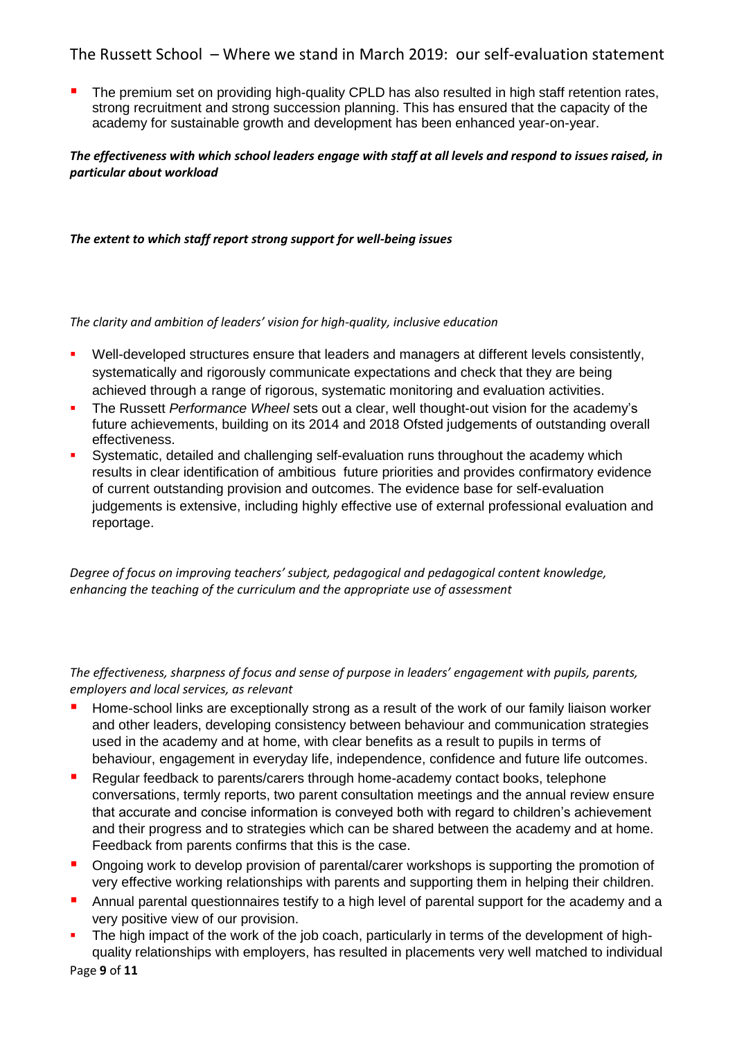- The premium set on providing high-quality CPLD has also resulted in high staff retention rates, strong recruitment and strong succession planning. This has ensured that the capacity of the academy for sustainable growth and development has been enhanced year-on-year.

***The effectiveness with which school leaders engage with staff at all levels and respond to issues raised, in particular about workload***

***The extent to which staff report strong support for well-being issues***

*The clarity and ambition of leaders' vision for high-quality, inclusive education*

- Well-developed structures ensure that leaders and managers at different levels consistently, systematically and rigorously communicate expectations and check that they are being achieved through a range of rigorous, systematic monitoring and evaluation activities.
- The Russett *Performance Wheel* sets out a clear, well thought-out vision for the academy's future achievements, building on its 2014 and 2018 Ofsted judgements of outstanding overall effectiveness.
- Systematic, detailed and challenging self-evaluation runs throughout the academy which results in clear identification of ambitious future priorities and provides confirmatory evidence of current outstanding provision and outcomes. The evidence base for self-evaluation judgements is extensive, including highly effective use of external professional evaluation and reportage.

*Degree of focus on improving teachers' subject, pedagogical and pedagogical content knowledge, enhancing the teaching of the curriculum and the appropriate use of assessment*

*The effectiveness, sharpness of focus and sense of purpose in leaders' engagement with pupils, parents, employers and local services, as relevant*

- Home-school links are exceptionally strong as a result of the work of our family liaison worker and other leaders, developing consistency between behaviour and communication strategies used in the academy and at home, with clear benefits as a result to pupils in terms of behaviour, engagement in everyday life, independence, confidence and future life outcomes.
- Regular feedback to parents/carers through home-academy contact books, telephone conversations, termly reports, two parent consultation meetings and the annual review ensure that accurate and concise information is conveyed both with regard to children's achievement and their progress and to strategies which can be shared between the academy and at home. Feedback from parents confirms that this is the case.
- Ongoing work to develop provision of parental/carer workshops is supporting the promotion of very effective working relationships with parents and supporting them in helping their children.
- Annual parental questionnaires testify to a high level of parental support for the academy and a very positive view of our provision.
- The high impact of the work of the job coach, particularly in terms of the development of high-quality relationships with employers, has resulted in placements very well matched to individual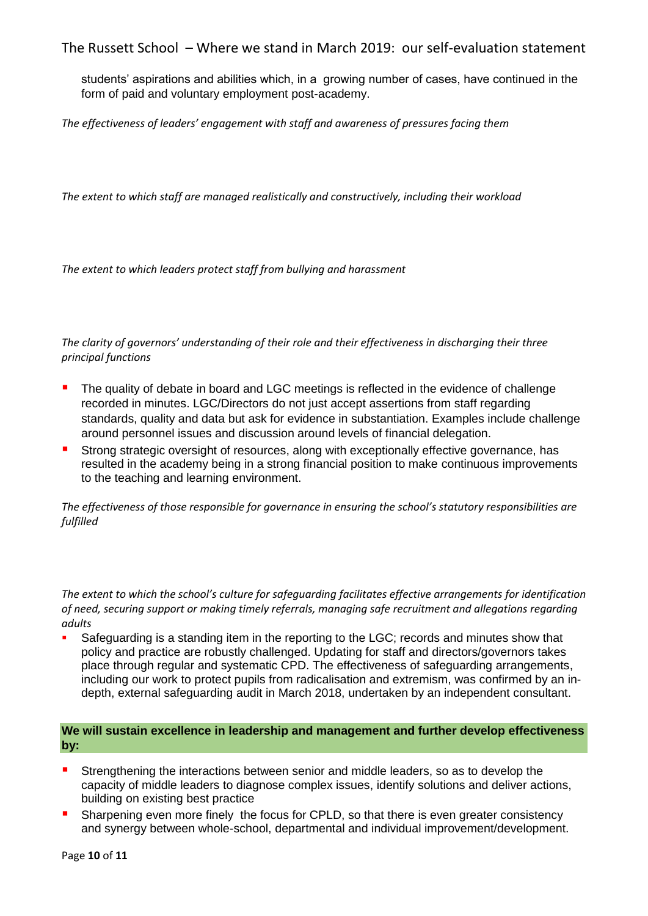students' aspirations and abilities which, in a growing number of cases, have continued in the form of paid and voluntary employment post-academy.

*The effectiveness of leaders' engagement with staff and awareness of pressures facing them*

*The extent to which staff are managed realistically and constructively, including their workload*

*The extent to which leaders protect staff from bullying and harassment*

*The clarity of governors' understanding of their role and their effectiveness in discharging their three principal functions*

- The quality of debate in board and LGC meetings is reflected in the evidence of challenge recorded in minutes. LGC/Directors do not just accept assertions from staff regarding standards, quality and data but ask for evidence in substantiation. Examples include challenge around personnel issues and discussion around levels of financial delegation.
- Strong strategic oversight of resources, along with exceptionally effective governance, has resulted in the academy being in a strong financial position to make continuous improvements to the teaching and learning environment.

*The effectiveness of those responsible for governance in ensuring the school's statutory responsibilities are fulfilled*

*The extent to which the school's culture for safeguarding facilitates effective arrangements for identification of need, securing support or making timely referrals, managing safe recruitment and allegations regarding adults*

- Safeguarding is a standing item in the reporting to the LGC; records and minutes show that policy and practice are robustly challenged. Updating for staff and directors/governors takes place through regular and systematic CPD. The effectiveness of safeguarding arrangements, including our work to protect pupils from radicalisation and extremism, was confirmed by an in-depth, external safeguarding audit in March 2018, undertaken by an independent consultant.

**We will sustain excellence in leadership and management and further develop effectiveness by:**

- Strengthening the interactions between senior and middle leaders, so as to develop the capacity of middle leaders to diagnose complex issues, identify solutions and deliver actions, building on existing best practice
- Sharpening even more finely the focus for CPLD, so that there is even greater consistency and synergy between whole-school, departmental and individual improvement/development.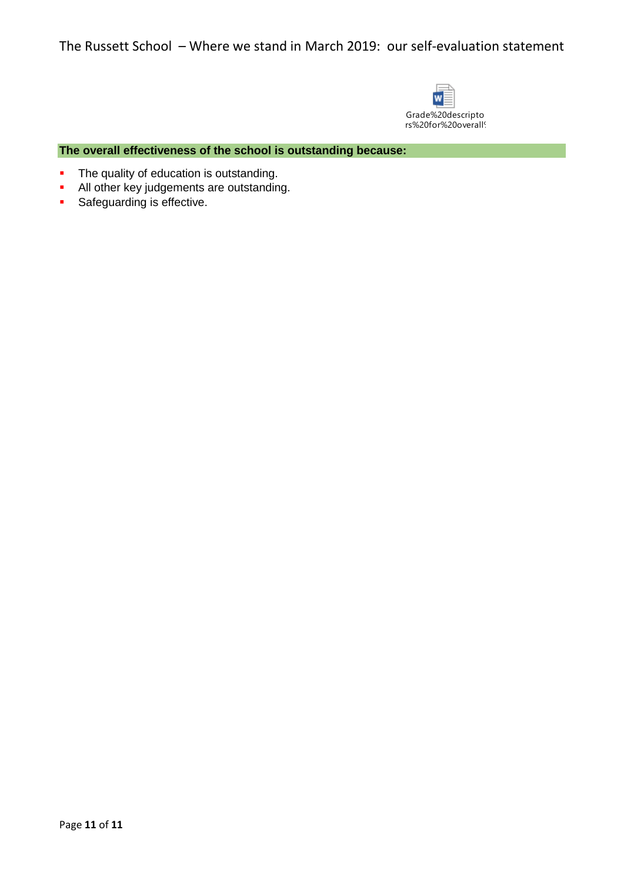Grade%20descriptors%20for%20overall

**The overall effectiveness of the school is outstanding because:**

- The quality of education is outstanding.
- All other key judgements are outstanding.
- Safeguarding is effective.